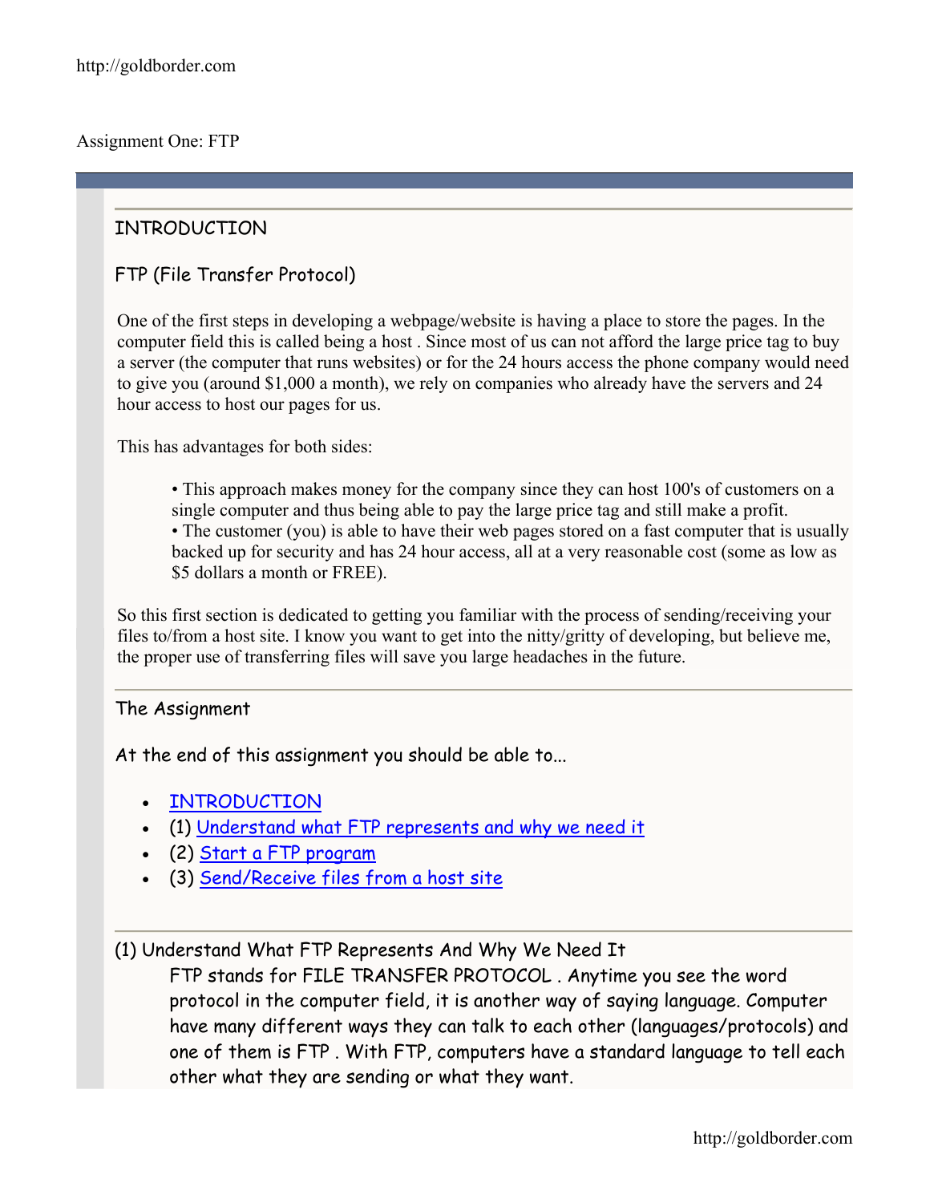Assignment One: FTP

## INTRODUCTION

### FTP (File Transfer Protocol)

One of the first steps in developing a webpage/website is having a place to store the pages. In the computer field this is called being a host . Since most of us can not afford the large price tag to buy a server (the computer that runs websites) or for the 24 hours access the phone company would need to give you (around $1,000 a month), we rely on companies who already have the servers and 24 hour access to host our pages for us.

This has advantages for both sides:

> • This approach makes money for the company since they can host 100's of customers on a single computer and thus being able to pay the large price tag and still make a profit.
> • The customer (you) is able to have their web pages stored on a fast computer that is usually backed up for security and has 24 hour access, all at a very reasonable cost (some as low as $5 dollars a month or FREE).

So this first section is dedicated to getting you familiar with the process of sending/receiving your files to/from a host site. I know you want to get into the nitty/gritty of developing, but believe me, the proper use of transferring files will save you large headaches in the future.

## The Assignment

At the end of this assignment you should be able to...

- INTRODUCTION
- (1) Understand what FTP represents and why we need it
- (2) Start a FTP program
- (3) Send/Receive files from a host site

### (1) Understand What FTP Represents And Why We Need It

FTP stands for FILE TRANSFER PROTOCOL . Anytime you see the word protocol in the computer field, it is another way of saying language. Computer have many different ways they can talk to each other (languages/protocols) and one of them is FTP . With FTP, computers have a standard language to tell each other what they are sending or what they want.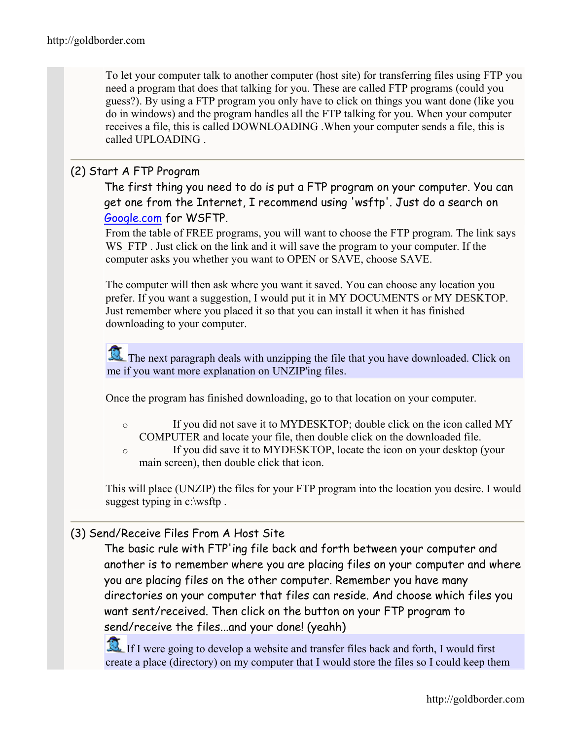To let your computer talk to another computer (host site) for transferring files using FTP you need a program that does that talking for you. These are called FTP programs (could you guess?). By using a FTP program you only have to click on things you want done (like you do in windows) and the program handles all the FTP talking for you. When your computer receives a file, this is called DOWNLOADING .When your computer sends a file, this is called UPLOADING .

---

## (2) Start A FTP Program

The first thing you need to do is put a FTP program on your computer. You can get one from the Internet, I recommend using 'wsftp'. Just do a search on [Google.com](http://google.com) for WSFTP.

From the table of FREE programs, you will want to choose the FTP program. The link says WS_FTP . Just click on the link and it will save the program to your computer. If the computer asks you whether you want to OPEN or SAVE, choose SAVE.

The computer will then ask where you want it saved. You can choose any location you prefer. If you want a suggestion, I would put it in MY DOCUMENTS or MY DESKTOP. Just remember where you placed it so that you can install it when it has finished downloading to your computer.

> The next paragraph deals with unzipping the file that you have downloaded. Click on me if you want more explanation on UNZIP'ing files.

Once the program has finished downloading, go to that location on your computer.

- If you did not save it to MYDESKTOP; double click on the icon called MY COMPUTER and locate your file, then double click on the downloaded file.
- If you did save it to MYDESKTOP, locate the icon on your desktop (your main screen), then double click that icon.

This will place (UNZIP) the files for your FTP program into the location you desire. I would suggest typing in c:\wsftp .

---

## (3) Send/Receive Files From A Host Site

The basic rule with FTP'ing file back and forth between your computer and another is to remember where you are placing files on your computer and where you are placing files on the other computer. Remember you have many directories on your computer that files can reside. And choose which files you want sent/received. Then click on the button on your FTP program to send/receive the files...and your done! (yeahh)

> If I were going to develop a website and transfer files back and forth, I would first create a place (directory) on my computer that I would store the files so I could keep them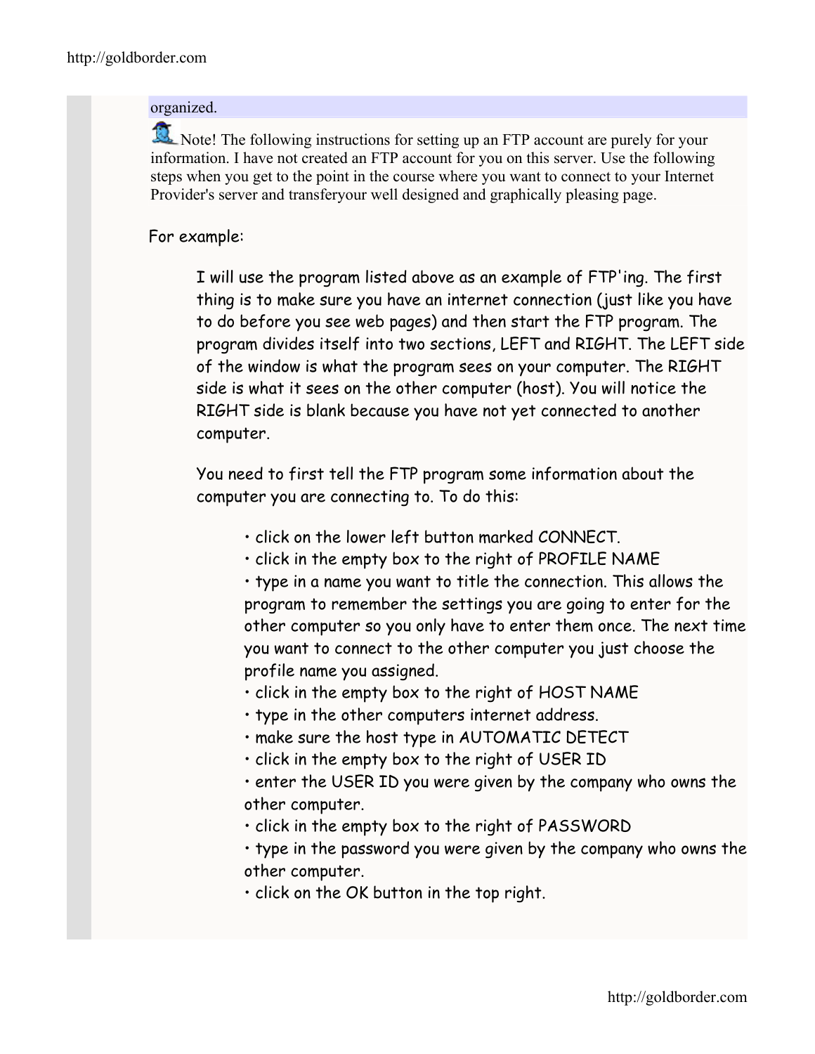organized.

Note! The following instructions for setting up an FTP account are purely for your information. I have not created an FTP account for you on this server. Use the following steps when you get to the point in the course where you want to connect to your Internet Provider's server and transferyour well designed and graphically pleasing page.

For example:

> I will use the program listed above as an example of FTP'ing. The first thing is to make sure you have an internet connection (just like you have to do before you see web pages) and then start the FTP program. The program divides itself into two sections, LEFT and RIGHT. The LEFT side of the window is what the program sees on your computer. The RIGHT side is what it sees on the other computer (host). You will notice the RIGHT side is blank because you have not yet connected to another computer.
>
> You need to first tell the FTP program some information about the computer you are connecting to. To do this:
>
> - click on the lower left button marked CONNECT.
> - click in the empty box to the right of PROFILE NAME
> - type in a name you want to title the connection. This allows the program to remember the settings you are going to enter for the other computer so you only have to enter them once. The next time you want to connect to the other computer you just choose the profile name you assigned.
> - click in the empty box to the right of HOST NAME
> - type in the other computers internet address.
> - make sure the host type in AUTOMATIC DETECT
> - click in the empty box to the right of USER ID
> - enter the USER ID you were given by the company who owns the other computer.
> - click in the empty box to the right of PASSWORD
> - type in the password you were given by the company who owns the other computer.
> - click on the OK button in the top right.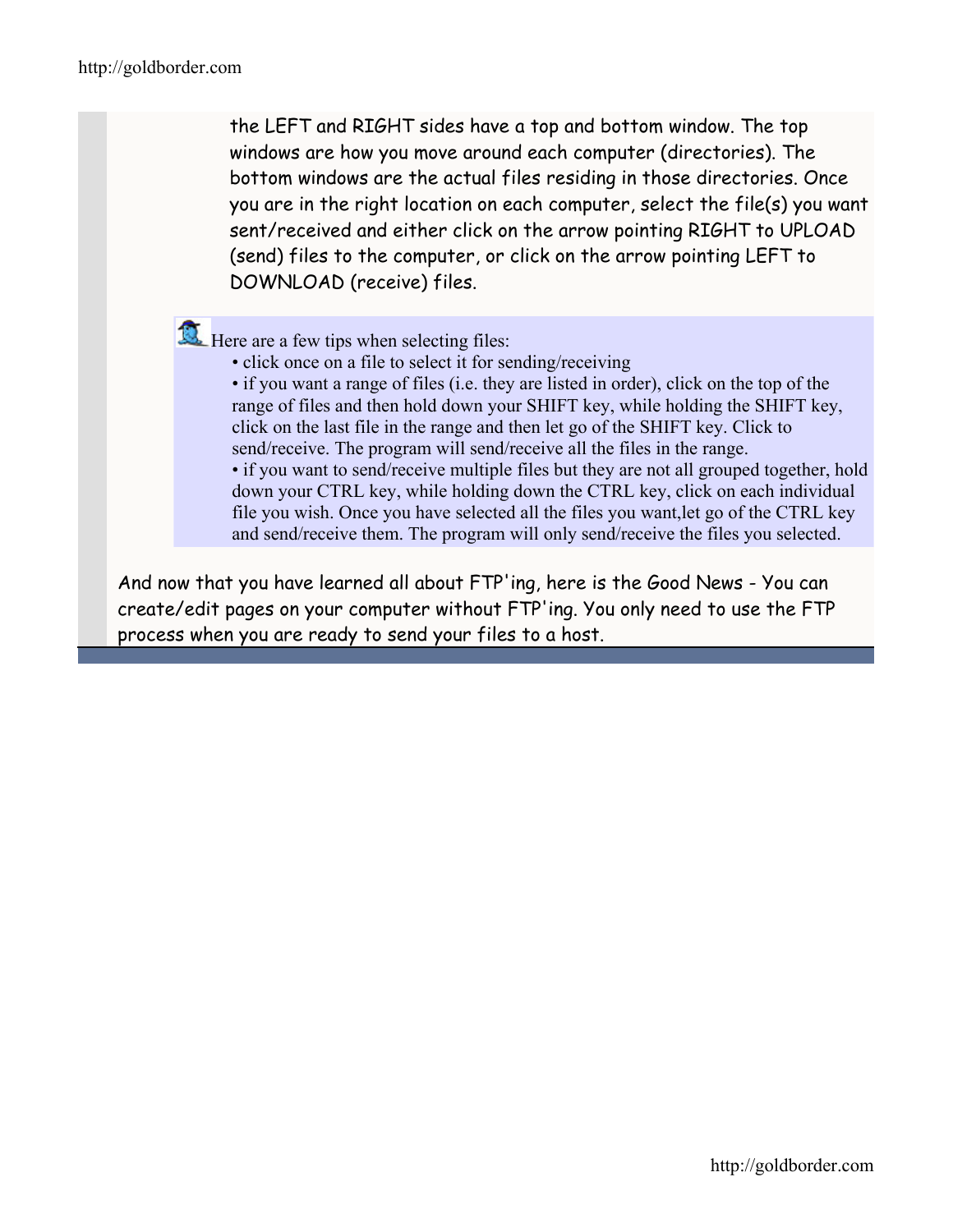the LEFT and RIGHT sides have a top and bottom window. The top windows are how you move around each computer (directories). The bottom windows are the actual files residing in those directories. Once you are in the right location on each computer, select the file(s) you want sent/received and either click on the arrow pointing RIGHT to UPLOAD (send) files to the computer, or click on the arrow pointing LEFT to DOWNLOAD (receive) files.

Here are a few tips when selecting files:

- click once on a file to select it for sending/receiving
- if you want a range of files (i.e. they are listed in order), click on the top of the range of files and then hold down your SHIFT key, while holding the SHIFT key, click on the last file in the range and then let go of the SHIFT key. Click to send/receive. The program will send/receive all the files in the range.
- if you want to send/receive multiple files but they are not all grouped together, hold down your CTRL key, while holding down the CTRL key, click on each individual file you wish. Once you have selected all the files you want,let go of the CTRL key and send/receive them. The program will only send/receive the files you selected.

And now that you have learned all about FTP'ing, here is the Good News - You can create/edit pages on your computer without FTP'ing. You only need to use the FTP process when you are ready to send your files to a host.